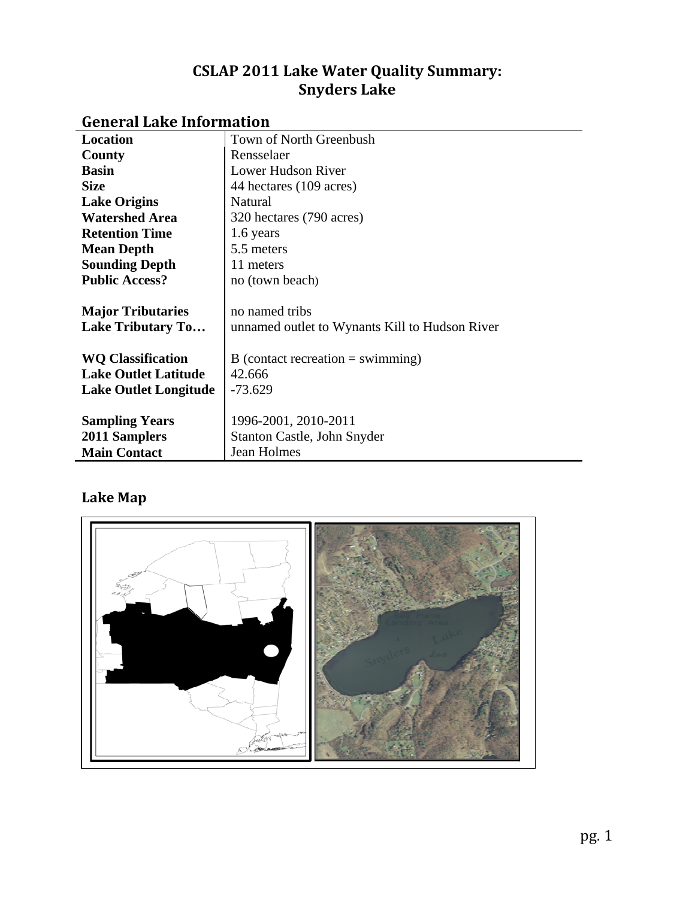# CSLAP 2011 Lake Water Quality Summary: Snyders Lake

## General Lake Information

| | |
|---|---|
| **Location** | Town of North Greenbush |
| **County** | Rensselaer |
| **Basin** | Lower Hudson River |
| **Size** | 44 hectares (109 acres) |
| **Lake Origins** | Natural |
| **Watershed Area** | 320 hectares (790 acres) |
| **Retention Time** | 1.6 years |
| **Mean Depth** | 5.5 meters |
| **Sounding Depth** | 11 meters |
| **Public Access?** | no (town beach) |
| **Major Tributaries** | no named tribs |
| **Lake Tributary To…** | unnamed outlet to Wynants Kill to Hudson River |
| **WQ Classification** | B (contact recreation = swimming) |
| **Lake Outlet Latitude** | 42.666 |
| **Lake Outlet Longitude** | -73.629 |
| **Sampling Years** | 1996-2001, 2010-2011 |
| **2011 Samplers** | Stanton Castle, John Snyder |
| **Main Contact** | Jean Holmes |

## Lake Map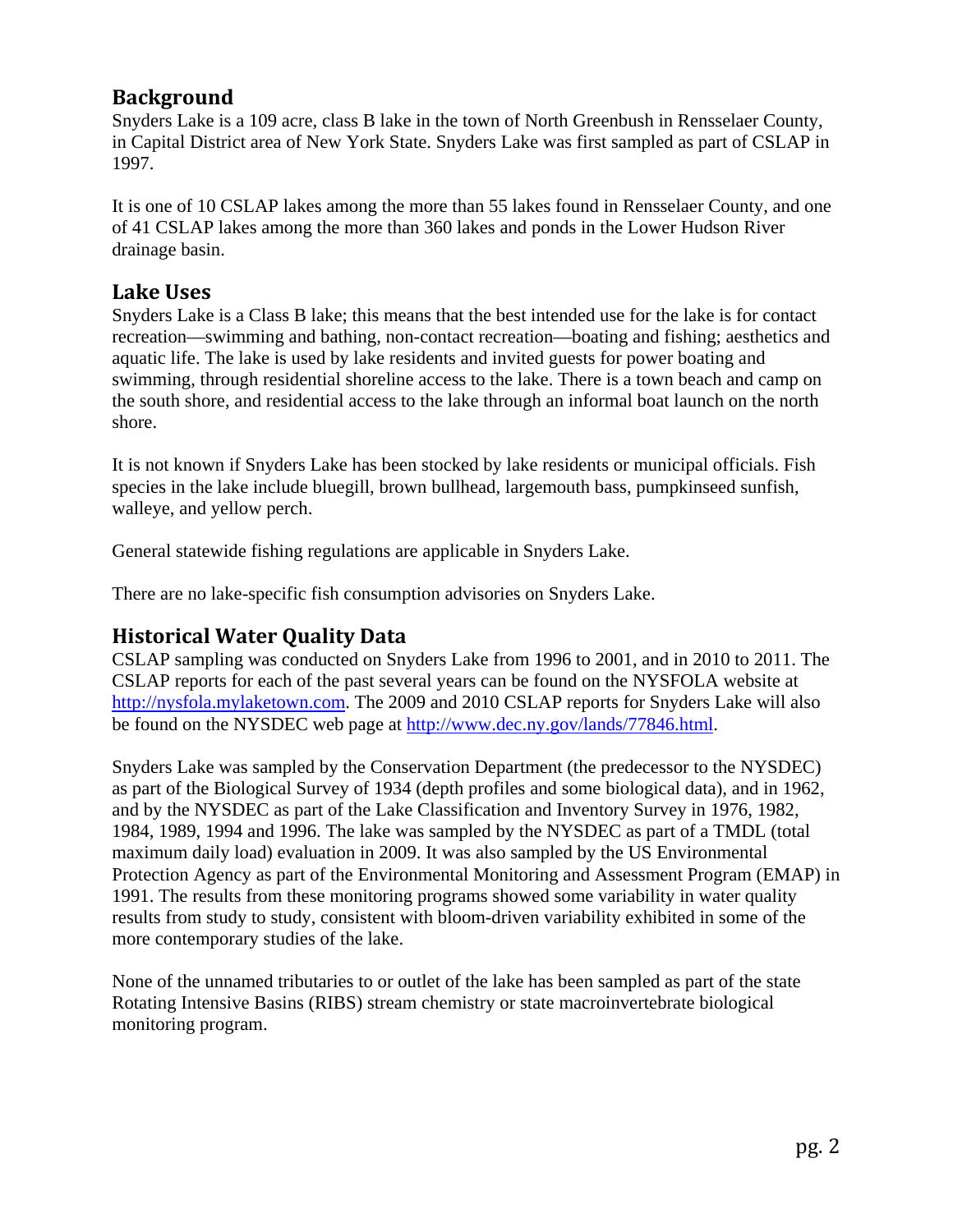## Background

Snyders Lake is a 109 acre, class B lake in the town of North Greenbush in Rensselaer County, in Capital District area of New York State. Snyders Lake was first sampled as part of CSLAP in 1997.

It is one of 10 CSLAP lakes among the more than 55 lakes found in Rensselaer County, and one of 41 CSLAP lakes among the more than 360 lakes and ponds in the Lower Hudson River drainage basin.

## Lake Uses

Snyders Lake is a Class B lake; this means that the best intended use for the lake is for contact recreation—swimming and bathing, non-contact recreation—boating and fishing; aesthetics and aquatic life. The lake is used by lake residents and invited guests for power boating and swimming, through residential shoreline access to the lake. There is a town beach and camp on the south shore, and residential access to the lake through an informal boat launch on the north shore.

It is not known if Snyders Lake has been stocked by lake residents or municipal officials. Fish species in the lake include bluegill, brown bullhead, largemouth bass, pumpkinseed sunfish, walleye, and yellow perch.

General statewide fishing regulations are applicable in Snyders Lake.

There are no lake-specific fish consumption advisories on Snyders Lake.

## Historical Water Quality Data

CSLAP sampling was conducted on Snyders Lake from 1996 to 2001, and in 2010 to 2011. The CSLAP reports for each of the past several years can be found on the NYSFOLA website at http://nysfola.mylaketown.com. The 2009 and 2010 CSLAP reports for Snyders Lake will also be found on the NYSDEC web page at http://www.dec.ny.gov/lands/77846.html.

Snyders Lake was sampled by the Conservation Department (the predecessor to the NYSDEC) as part of the Biological Survey of 1934 (depth profiles and some biological data), and in 1962, and by the NYSDEC as part of the Lake Classification and Inventory Survey in 1976, 1982, 1984, 1989, 1994 and 1996. The lake was sampled by the NYSDEC as part of a TMDL (total maximum daily load) evaluation in 2009. It was also sampled by the US Environmental Protection Agency as part of the Environmental Monitoring and Assessment Program (EMAP) in 1991. The results from these monitoring programs showed some variability in water quality results from study to study, consistent with bloom-driven variability exhibited in some of the more contemporary studies of the lake.

None of the unnamed tributaries to or outlet of the lake has been sampled as part of the state Rotating Intensive Basins (RIBS) stream chemistry or state macroinvertebrate biological monitoring program.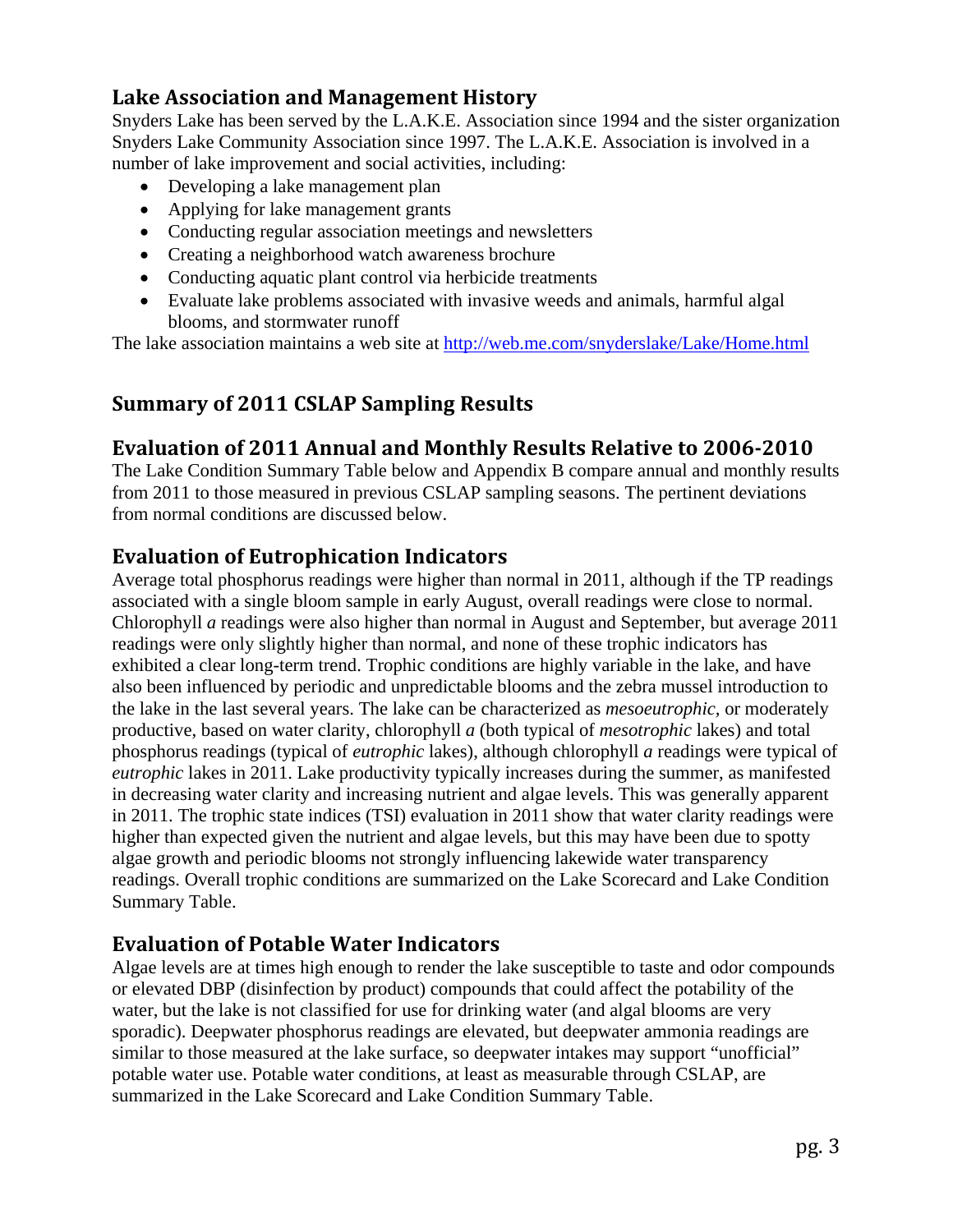## Lake Association and Management History

Snyders Lake has been served by the L.A.K.E. Association since 1994 and the sister organization Snyders Lake Community Association since 1997. The L.A.K.E. Association is involved in a number of lake improvement and social activities, including:

- Developing a lake management plan
- Applying for lake management grants
- Conducting regular association meetings and newsletters
- Creating a neighborhood watch awareness brochure
- Conducting aquatic plant control via herbicide treatments
- Evaluate lake problems associated with invasive weeds and animals, harmful algal blooms, and stormwater runoff

The lake association maintains a web site at http://web.me.com/snyderslake/Lake/Home.html

## Summary of 2011 CSLAP Sampling Results

### Evaluation of 2011 Annual and Monthly Results Relative to 2006-2010

The Lake Condition Summary Table below and Appendix B compare annual and monthly results from 2011 to those measured in previous CSLAP sampling seasons. The pertinent deviations from normal conditions are discussed below.

### Evaluation of Eutrophication Indicators

Average total phosphorus readings were higher than normal in 2011, although if the TP readings associated with a single bloom sample in early August, overall readings were close to normal. Chlorophyll *a* readings were also higher than normal in August and September, but average 2011 readings were only slightly higher than normal, and none of these trophic indicators has exhibited a clear long-term trend. Trophic conditions are highly variable in the lake, and have also been influenced by periodic and unpredictable blooms and the zebra mussel introduction to the lake in the last several years. The lake can be characterized as *mesoeutrophic*, or moderately productive, based on water clarity, chlorophyll *a* (both typical of *mesotrophic* lakes) and total phosphorus readings (typical of *eutrophic* lakes), although chlorophyll *a* readings were typical of *eutrophic* lakes in 2011. Lake productivity typically increases during the summer, as manifested in decreasing water clarity and increasing nutrient and algae levels. This was generally apparent in 2011. The trophic state indices (TSI) evaluation in 2011 show that water clarity readings were higher than expected given the nutrient and algae levels, but this may have been due to spotty algae growth and periodic blooms not strongly influencing lakewide water transparency readings. Overall trophic conditions are summarized on the Lake Scorecard and Lake Condition Summary Table.

### Evaluation of Potable Water Indicators

Algae levels are at times high enough to render the lake susceptible to taste and odor compounds or elevated DBP (disinfection by product) compounds that could affect the potability of the water, but the lake is not classified for use for drinking water (and algal blooms are very sporadic). Deepwater phosphorus readings are elevated, but deepwater ammonia readings are similar to those measured at the lake surface, so deepwater intakes may support "unofficial" potable water use. Potable water conditions, at least as measurable through CSLAP, are summarized in the Lake Scorecard and Lake Condition Summary Table.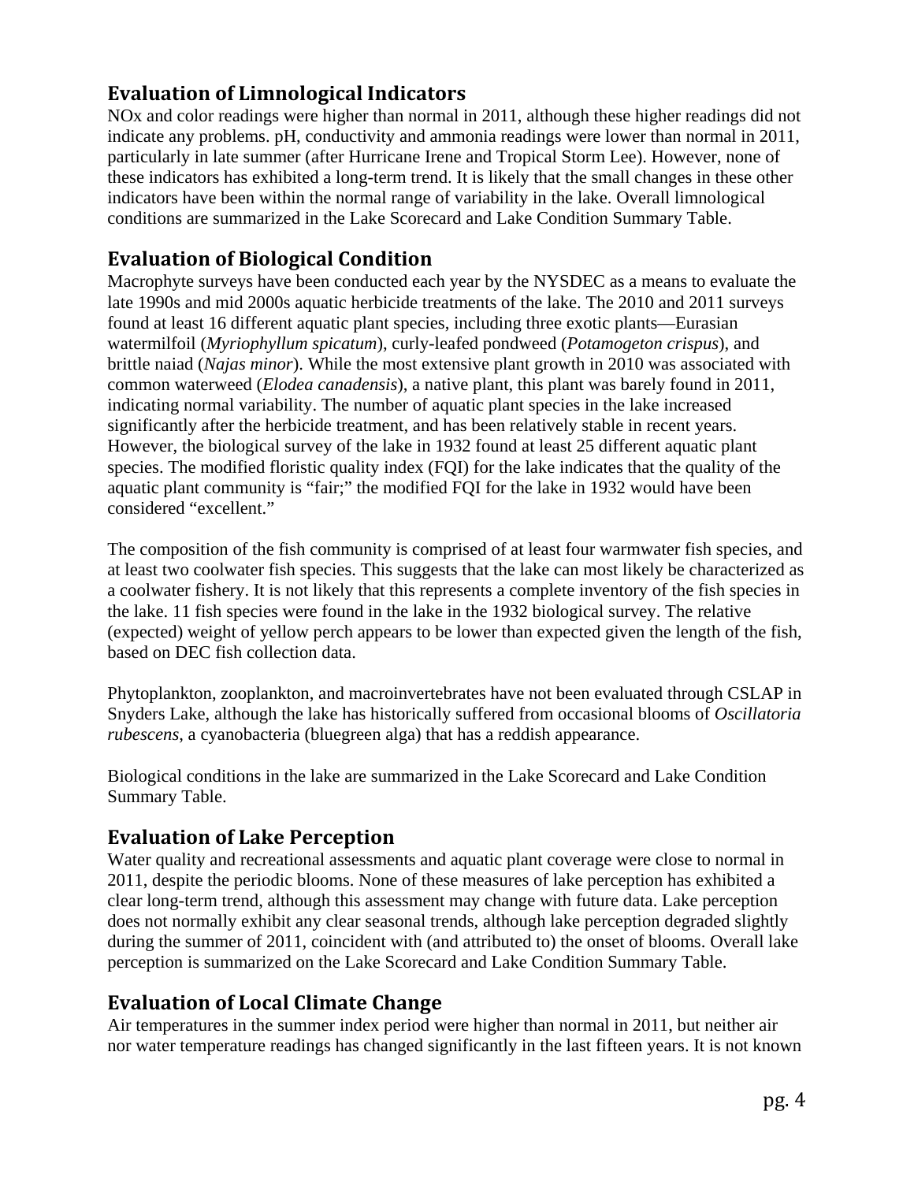## Evaluation of Limnological Indicators

NOx and color readings were higher than normal in 2011, although these higher readings did not indicate any problems. pH, conductivity and ammonia readings were lower than normal in 2011, particularly in late summer (after Hurricane Irene and Tropical Storm Lee). However, none of these indicators has exhibited a long-term trend. It is likely that the small changes in these other indicators have been within the normal range of variability in the lake. Overall limnological conditions are summarized in the Lake Scorecard and Lake Condition Summary Table.

## Evaluation of Biological Condition

Macrophyte surveys have been conducted each year by the NYSDEC as a means to evaluate the late 1990s and mid 2000s aquatic herbicide treatments of the lake. The 2010 and 2011 surveys found at least 16 different aquatic plant species, including three exotic plants—Eurasian watermilfoil (*Myriophyllum spicatum*), curly-leafed pondweed (*Potamogeton crispus*), and brittle naiad (*Najas minor*). While the most extensive plant growth in 2010 was associated with common waterweed (*Elodea canadensis*), a native plant, this plant was barely found in 2011, indicating normal variability. The number of aquatic plant species in the lake increased significantly after the herbicide treatment, and has been relatively stable in recent years. However, the biological survey of the lake in 1932 found at least 25 different aquatic plant species. The modified floristic quality index (FQI) for the lake indicates that the quality of the aquatic plant community is "fair;" the modified FQI for the lake in 1932 would have been considered "excellent."

The composition of the fish community is comprised of at least four warmwater fish species, and at least two coolwater fish species. This suggests that the lake can most likely be characterized as a coolwater fishery. It is not likely that this represents a complete inventory of the fish species in the lake. 11 fish species were found in the lake in the 1932 biological survey. The relative (expected) weight of yellow perch appears to be lower than expected given the length of the fish, based on DEC fish collection data.

Phytoplankton, zooplankton, and macroinvertebrates have not been evaluated through CSLAP in Snyders Lake, although the lake has historically suffered from occasional blooms of *Oscillatoria rubescens*, a cyanobacteria (bluegreen alga) that has a reddish appearance.

Biological conditions in the lake are summarized in the Lake Scorecard and Lake Condition Summary Table.

## Evaluation of Lake Perception

Water quality and recreational assessments and aquatic plant coverage were close to normal in 2011, despite the periodic blooms. None of these measures of lake perception has exhibited a clear long-term trend, although this assessment may change with future data. Lake perception does not normally exhibit any clear seasonal trends, although lake perception degraded slightly during the summer of 2011, coincident with (and attributed to) the onset of blooms. Overall lake perception is summarized on the Lake Scorecard and Lake Condition Summary Table.

## Evaluation of Local Climate Change

Air temperatures in the summer index period were higher than normal in 2011, but neither air nor water temperature readings has changed significantly in the last fifteen years. It is not known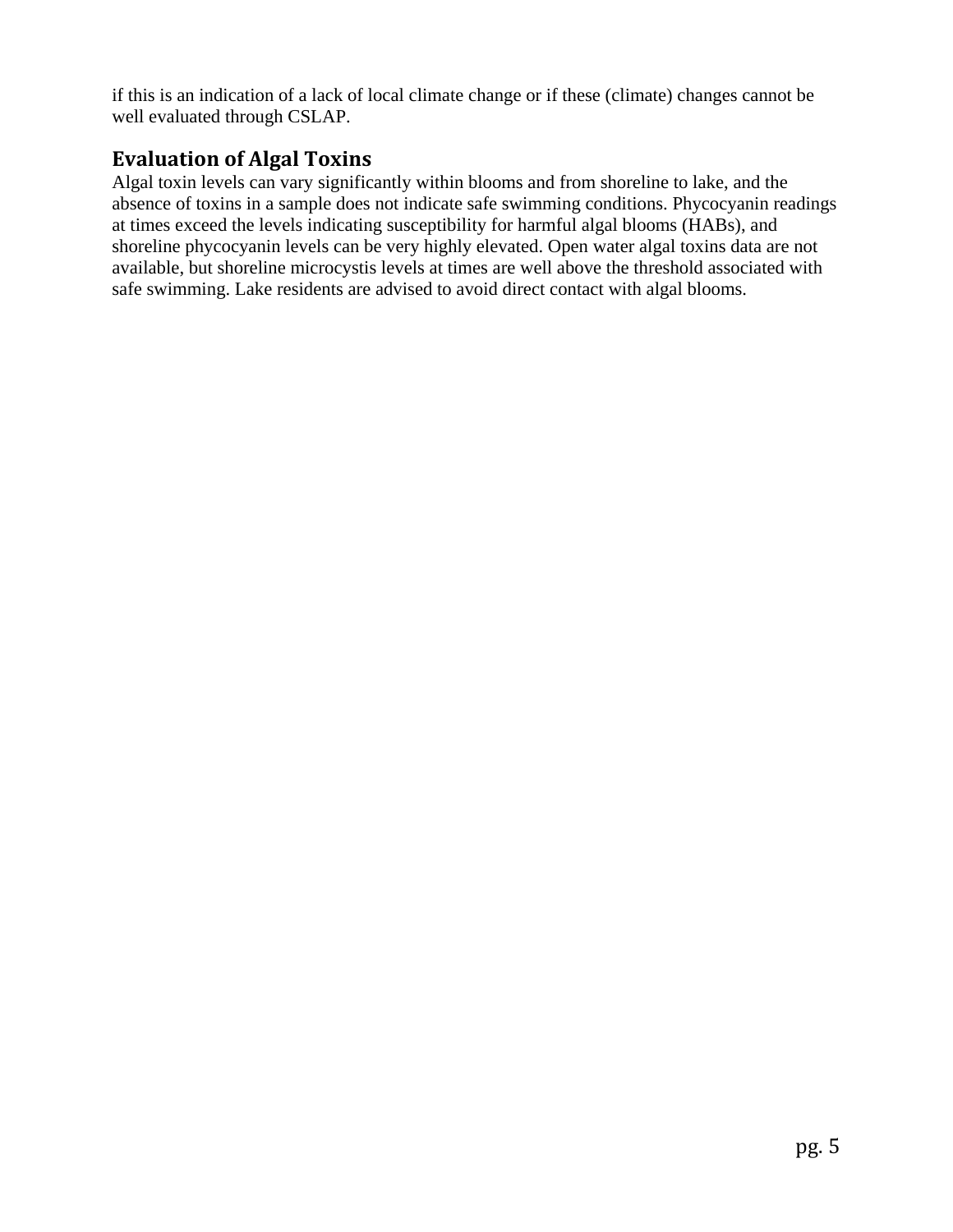if this is an indication of a lack of local climate change or if these (climate) changes cannot be well evaluated through CSLAP.

## Evaluation of Algal Toxins

Algal toxin levels can vary significantly within blooms and from shoreline to lake, and the absence of toxins in a sample does not indicate safe swimming conditions. Phycocyanin readings at times exceed the levels indicating susceptibility for harmful algal blooms (HABs), and shoreline phycocyanin levels can be very highly elevated. Open water algal toxins data are not available, but shoreline microcystis levels at times are well above the threshold associated with safe swimming. Lake residents are advised to avoid direct contact with algal blooms.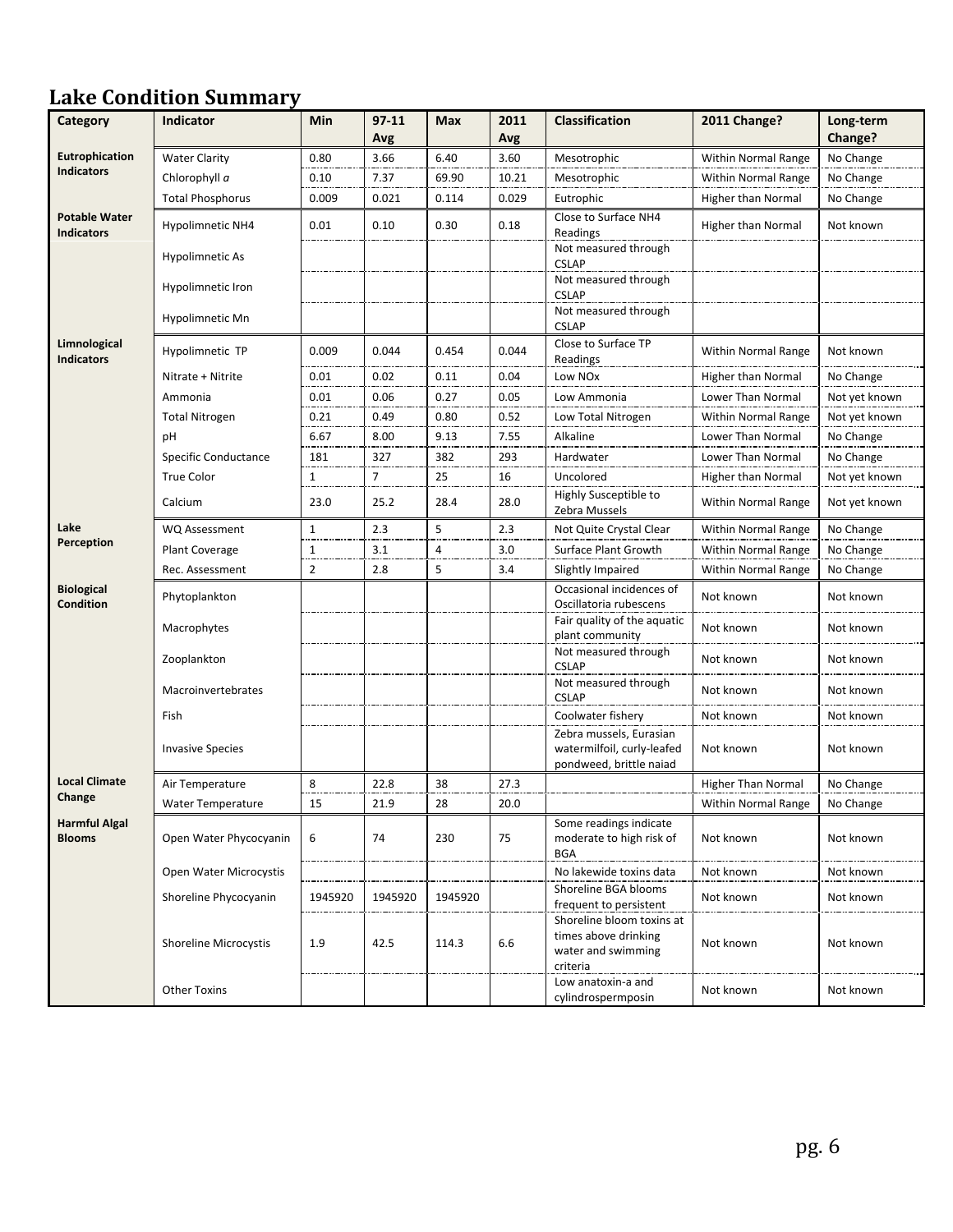# Lake Condition Summary

| Category | Indicator | Min | 97-11 Avg | Max | 2011 Avg | Classification | 2011 Change? | Long-term Change? |
|---|---|---|---|---|---|---|---|---|
| **Eutrophication Indicators** | Water Clarity | 0.80 | 3.66 | 6.40 | 3.60 | Mesotrophic | Within Normal Range | No Change |
| | Chlorophyll *a* | 0.10 | 7.37 | 69.90 | 10.21 | Mesotrophic | Within Normal Range | No Change |
| | Total Phosphorus | 0.009 | 0.021 | 0.114 | 0.029 | Eutrophic | Higher than Normal | No Change |
| **Potable Water Indicators** | Hypolimnetic NH4 | 0.01 | 0.10 | 0.30 | 0.18 | Close to Surface NH4 Readings | Higher than Normal | Not known |
| | Hypolimnetic As | | | | | Not measured through CSLAP | | |
| | Hypolimnetic Iron | | | | | Not measured through CSLAP | | |
| | Hypolimnetic Mn | | | | | Not measured through CSLAP | | |
| **Limnological Indicators** | Hypolimnetic TP | 0.009 | 0.044 | 0.454 | 0.044 | Close to Surface TP Readings | Within Normal Range | Not known |
| | Nitrate + Nitrite | 0.01 | 0.02 | 0.11 | 0.04 | Low NOx | Higher than Normal | No Change |
| | Ammonia | 0.01 | 0.06 | 0.27 | 0.05 | Low Ammonia | Lower Than Normal | Not yet known |
| | Total Nitrogen | 0.21 | 0.49 | 0.80 | 0.52 | Low Total Nitrogen | Within Normal Range | Not yet known |
| | pH | 6.67 | 8.00 | 9.13 | 7.55 | Alkaline | Lower Than Normal | No Change |
| | Specific Conductance | 181 | 327 | 382 | 293 | Hardwater | Lower Than Normal | No Change |
| | True Color | 1 | 7 | 25 | 16 | Uncolored | Higher than Normal | Not yet known |
| | Calcium | 23.0 | 25.2 | 28.4 | 28.0 | Highly Susceptible to Zebra Mussels | Within Normal Range | Not yet known |
| **Lake Perception** | WQ Assessment | 1 | 2.3 | 5 | 2.3 | Not Quite Crystal Clear | Within Normal Range | No Change |
| | Plant Coverage | 1 | 3.1 | 4 | 3.0 | Surface Plant Growth | Within Normal Range | No Change |
| | Rec. Assessment | 2 | 2.8 | 5 | 3.4 | Slightly Impaired | Within Normal Range | No Change |
| **Biological Condition** | Phytoplankton | | | | | Occasional incidences of Oscillatoria rubescens | Not known | Not known |
| | Macrophytes | | | | | Fair quality of the aquatic plant community | Not known | Not known |
| | Zooplankton | | | | | Not measured through CSLAP | Not known | Not known |
| | Macroinvertebrates | | | | | Not measured through CSLAP | Not known | Not known |
| | Fish | | | | | Coolwater fishery | Not known | Not known |
| | Invasive Species | | | | | Zebra mussels, Eurasian watermilfoil, curly-leafed pondweed, brittle naiad | Not known | Not known |
| **Local Climate Change** | Air Temperature | 8 | 22.8 | 38 | 27.3 | | Higher Than Normal | No Change |
| | Water Temperature | 15 | 21.9 | 28 | 20.0 | | Within Normal Range | No Change |
| **Harmful Algal Blooms** | Open Water Phycocyanin | 6 | 74 | 230 | 75 | Some readings indicate moderate to high risk of BGA | Not known | Not known |
| | Open Water Microcystis | | | | | No lakewide toxins data | Not known | Not known |
| | Shoreline Phycocyanin | 1945920 | 1945920 | 1945920 | | Shoreline BGA blooms frequent to persistent | Not known | Not known |
| | Shoreline Microcystis | 1.9 | 42.5 | 114.3 | 6.6 | Shoreline bloom toxins at times above drinking water and swimming criteria | Not known | Not known |
| | Other Toxins | | | | | Low anatoxin-a and cylindrospermposin | Not known | Not known |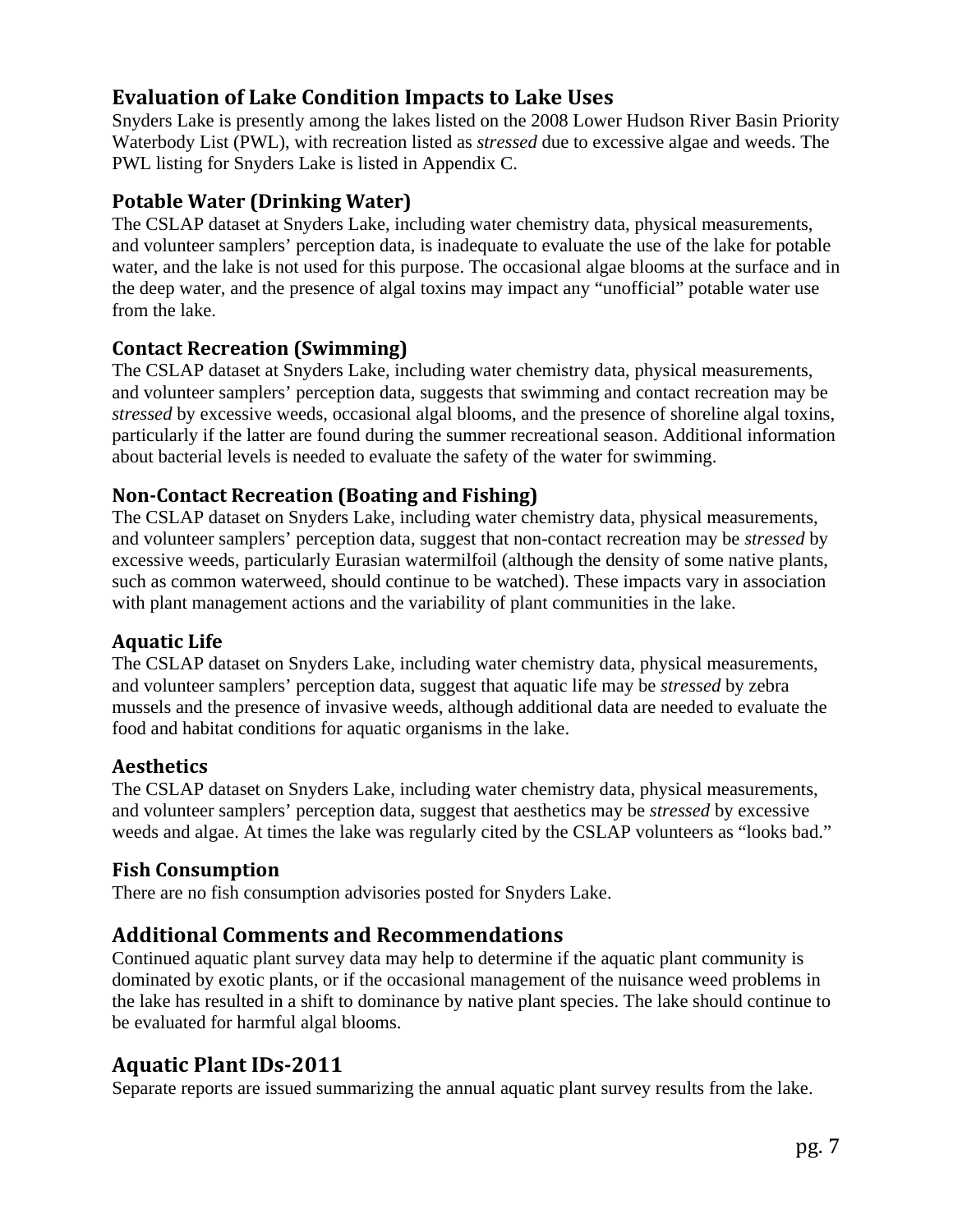## Evaluation of Lake Condition Impacts to Lake Uses

Snyders Lake is presently among the lakes listed on the 2008 Lower Hudson River Basin Priority Waterbody List (PWL), with recreation listed as *stressed* due to excessive algae and weeds. The PWL listing for Snyders Lake is listed in Appendix C.

### Potable Water (Drinking Water)

The CSLAP dataset at Snyders Lake, including water chemistry data, physical measurements, and volunteer samplers' perception data, is inadequate to evaluate the use of the lake for potable water, and the lake is not used for this purpose. The occasional algae blooms at the surface and in the deep water, and the presence of algal toxins may impact any "unofficial" potable water use from the lake.

### Contact Recreation (Swimming)

The CSLAP dataset at Snyders Lake, including water chemistry data, physical measurements, and volunteer samplers' perception data, suggests that swimming and contact recreation may be *stressed* by excessive weeds, occasional algal blooms, and the presence of shoreline algal toxins, particularly if the latter are found during the summer recreational season. Additional information about bacterial levels is needed to evaluate the safety of the water for swimming.

### Non-Contact Recreation (Boating and Fishing)

The CSLAP dataset on Snyders Lake, including water chemistry data, physical measurements, and volunteer samplers' perception data, suggest that non-contact recreation may be *stressed* by excessive weeds, particularly Eurasian watermilfoil (although the density of some native plants, such as common waterweed, should continue to be watched). These impacts vary in association with plant management actions and the variability of plant communities in the lake.

### Aquatic Life

The CSLAP dataset on Snyders Lake, including water chemistry data, physical measurements, and volunteer samplers' perception data, suggest that aquatic life may be *stressed* by zebra mussels and the presence of invasive weeds, although additional data are needed to evaluate the food and habitat conditions for aquatic organisms in the lake.

### Aesthetics

The CSLAP dataset on Snyders Lake, including water chemistry data, physical measurements, and volunteer samplers' perception data, suggest that aesthetics may be *stressed* by excessive weeds and algae. At times the lake was regularly cited by the CSLAP volunteers as "looks bad."

### Fish Consumption

There are no fish consumption advisories posted for Snyders Lake.

## Additional Comments and Recommendations

Continued aquatic plant survey data may help to determine if the aquatic plant community is dominated by exotic plants, or if the occasional management of the nuisance weed problems in the lake has resulted in a shift to dominance by native plant species. The lake should continue to be evaluated for harmful algal blooms.

## Aquatic Plant IDs-2011

Separate reports are issued summarizing the annual aquatic plant survey results from the lake.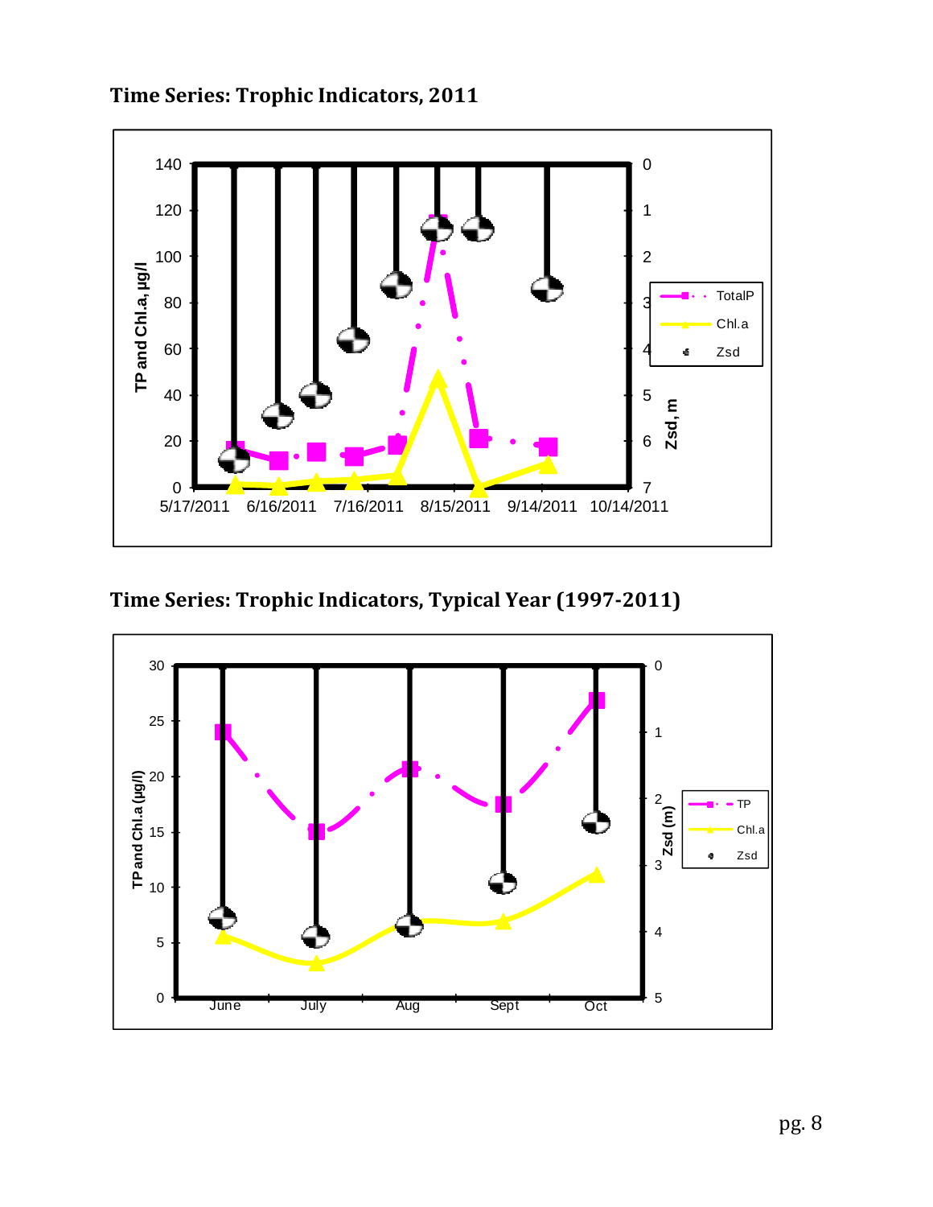## Time Series: Trophic Indicators, 2011

## Time Series: Trophic Indicators, Typical Year (1997-2011)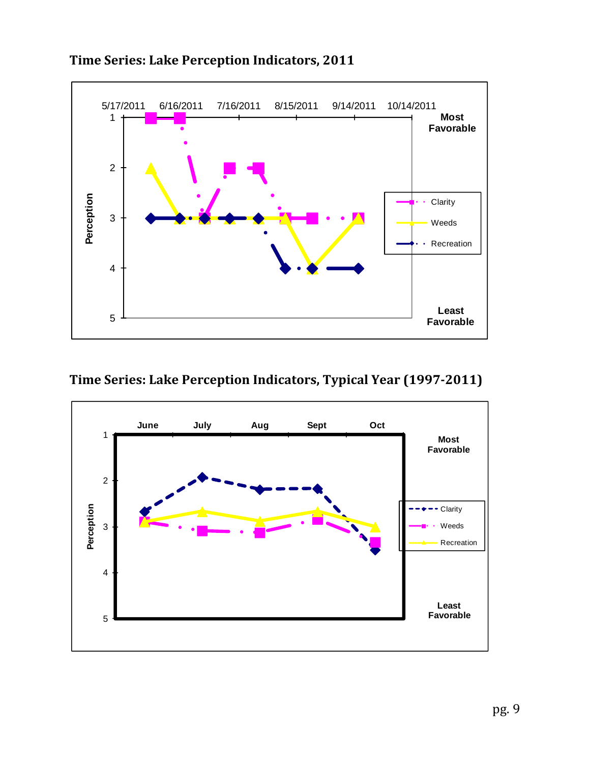## Time Series: Lake Perception Indicators, 2011

## Time Series: Lake Perception Indicators, Typical Year (1997-2011)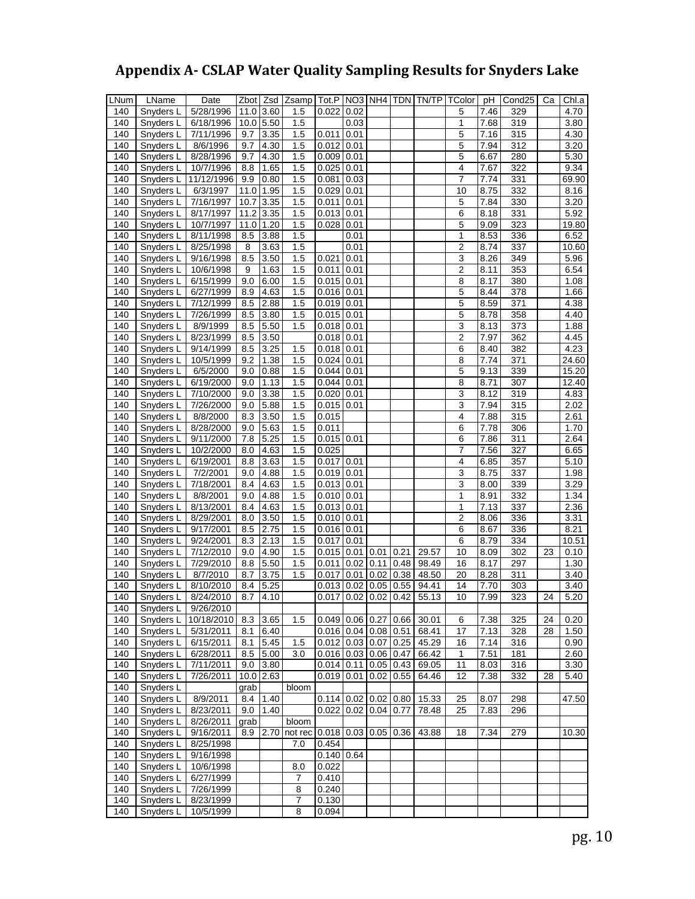# Appendix A- CSLAP Water Quality Sampling Results for Snyders Lake

| LNum | LName | Date | Zbot | Zsd | Zsamp | Tot.P | NO3 | NH4 | TDN | TN/TP | TColor | pH | Cond25 | Ca | Chl.a |
|---|---|---|---|---|---|---|---|---|---|---|---|---|---|---|---|
| 140 | Snyders L | 5/28/1996 | 11.0 | 3.60 | 1.5 | 0.022 | 0.02 | | | | 5 | 7.46 | 329 | | 4.70 |
| 140 | Snyders L | 6/18/1996 | 10.0 | 5.50 | 1.5 | | 0.03 | | | | 1 | 7.68 | 319 | | 3.80 |
| 140 | Snyders L | 7/11/1996 | 9.7 | 3.35 | 1.5 | 0.011 | 0.01 | | | | 5 | 7.16 | 315 | | 4.30 |
| 140 | Snyders L | 8/6/1996 | 9.7 | 4.30 | 1.5 | 0.012 | 0.01 | | | | 5 | 7.94 | 312 | | 3.20 |
| 140 | Snyders L | 8/28/1996 | 9.7 | 4.30 | 1.5 | 0.009 | 0.01 | | | | 5 | 6.67 | 280 | | 5.30 |
| 140 | Snyders L | 10/7/1996 | 8.8 | 1.65 | 1.5 | 0.025 | 0.01 | | | | 4 | 7.67 | 322 | | 9.34 |
| 140 | Snyders L | 11/12/1996 | 9.9 | 0.80 | 1.5 | 0.081 | 0.03 | | | | 7 | 7.74 | 331 | | 69.90 |
| 140 | Snyders L | 6/3/1997 | 11.0 | 1.95 | 1.5 | 0.029 | 0.01 | | | | 10 | 8.75 | 332 | | 8.16 |
| 140 | Snyders L | 7/16/1997 | 10.7 | 3.35 | 1.5 | 0.011 | 0.01 | | | | 5 | 7.84 | 330 | | 3.20 |
| 140 | Snyders L | 8/17/1997 | 11.2 | 3.35 | 1.5 | 0.013 | 0.01 | | | | 6 | 8.18 | 331 | | 5.92 |
| 140 | Snyders L | 10/7/1997 | 11.0 | 1.20 | 1.5 | 0.028 | 0.01 | | | | 5 | 9.09 | 323 | | 19.80 |
| 140 | Snyders L | 8/11/1998 | 8.5 | 3.88 | 1.5 | | 0.01 | | | | 1 | 8.53 | 336 | | 6.52 |
| 140 | Snyders L | 8/25/1998 | 8 | 3.63 | 1.5 | | 0.01 | | | | 2 | 8.74 | 337 | | 10.60 |
| 140 | Snyders L | 9/16/1998 | 8.5 | 3.50 | 1.5 | 0.021 | 0.01 | | | | 3 | 8.26 | 349 | | 5.96 |
| 140 | Snyders L | 10/6/1998 | 9 | 1.63 | 1.5 | 0.011 | 0.01 | | | | 2 | 8.11 | 353 | | 6.54 |
| 140 | Snyders L | 6/15/1999 | 9.0 | 6.00 | 1.5 | 0.015 | 0.01 | | | | 8 | 8.17 | 380 | | 1.08 |
| 140 | Snyders L | 6/27/1999 | 8.9 | 4.63 | 1.5 | 0.016 | 0.01 | | | | 5 | 8.44 | 378 | | 1.66 |
| 140 | Snyders L | 7/12/1999 | 8.5 | 2.88 | 1.5 | 0.019 | 0.01 | | | | 5 | 8.59 | 371 | | 4.38 |
| 140 | Snyders L | 7/26/1999 | 8.5 | 3.80 | 1.5 | 0.015 | 0.01 | | | | 5 | 8.78 | 358 | | 4.40 |
| 140 | Snyders L | 8/9/1999 | 8.5 | 5.50 | 1.5 | 0.018 | 0.01 | | | | 3 | 8.13 | 373 | | 1.88 |
| 140 | Snyders L | 8/23/1999 | 8.5 | 3.50 | | 0.018 | 0.01 | | | | 2 | 7.97 | 362 | | 4.45 |
| 140 | Snyders L | 9/14/1999 | 8.5 | 3.25 | 1.5 | 0.018 | 0.01 | | | | 6 | 8.40 | 382 | | 4.23 |
| 140 | Snyders L | 10/5/1999 | 9.2 | 1.38 | 1.5 | 0.024 | 0.01 | | | | 8 | 7.74 | 371 | | 24.60 |
| 140 | Snyders L | 6/5/2000 | 9.0 | 0.88 | 1.5 | 0.044 | 0.01 | | | | 5 | 9.13 | 339 | | 15.20 |
| 140 | Snyders L | 6/19/2000 | 9.0 | 1.13 | 1.5 | 0.044 | 0.01 | | | | 8 | 8.71 | 307 | | 12.40 |
| 140 | Snyders L | 7/10/2000 | 9.0 | 3.38 | 1.5 | 0.020 | 0.01 | | | | 3 | 8.12 | 319 | | 4.83 |
| 140 | Snyders L | 7/26/2000 | 9.0 | 5.88 | 1.5 | 0.015 | 0.01 | | | | 3 | 7.94 | 315 | | 2.02 |
| 140 | Snyders L | 8/8/2000 | 8.3 | 3.50 | 1.5 | 0.015 | | | | | 4 | 7.88 | 315 | | 2.61 |
| 140 | Snyders L | 8/28/2000 | 9.0 | 5.63 | 1.5 | 0.011 | | | | | 6 | 7.78 | 306 | | 1.70 |
| 140 | Snyders L | 9/11/2000 | 7.8 | 5.25 | 1.5 | 0.015 | 0.01 | | | | 6 | 7.86 | 311 | | 2.64 |
| 140 | Snyders L | 10/2/2000 | 8.0 | 4.63 | 1.5 | 0.025 | | | | | 7 | 7.56 | 327 | | 6.65 |
| 140 | Snyders L | 6/19/2001 | 8.8 | 3.63 | 1.5 | 0.017 | 0.01 | | | | 4 | 6.85 | 357 | | 5.10 |
| 140 | Snyders L | 7/2/2001 | 9.0 | 4.88 | 1.5 | 0.019 | 0.01 | | | | 3 | 8.75 | 337 | | 1.98 |
| 140 | Snyders L | 7/18/2001 | 8.4 | 4.63 | 1.5 | 0.013 | 0.01 | | | | 3 | 8.00 | 339 | | 3.29 |
| 140 | Snyders L | 8/8/2001 | 9.0 | 4.88 | 1.5 | 0.010 | 0.01 | | | | 1 | 8.91 | 332 | | 1.34 |
| 140 | Snyders L | 8/13/2001 | 8.4 | 4.63 | 1.5 | 0.013 | 0.01 | | | | 1 | 7.13 | 337 | | 2.36 |
| 140 | Snyders L | 8/29/2001 | 8.0 | 3.50 | 1.5 | 0.010 | 0.01 | | | | 2 | 8.06 | 336 | | 3.31 |
| 140 | Snyders L | 9/17/2001 | 8.5 | 2.75 | 1.5 | 0.016 | 0.01 | | | | 6 | 8.67 | 336 | | 8.21 |
| 140 | Snyders L | 9/24/2001 | 8.3 | 2.13 | 1.5 | 0.017 | 0.01 | | | | 6 | 8.79 | 334 | | 10.51 |
| 140 | Snyders L | 7/12/2010 | 9.0 | 4.90 | 1.5 | 0.015 | 0.01 | 0.01 | 0.21 | 29.57 | 10 | 8.09 | 302 | 23 | 0.10 |
| 140 | Snyders L | 7/29/2010 | 8.8 | 5.50 | 1.5 | 0.011 | 0.02 | 0.11 | 0.48 | 98.49 | 16 | 8.17 | 297 | | 1.30 |
| 140 | Snyders L | 8/7/2010 | 8.7 | 3.75 | 1.5 | 0.017 | 0.01 | 0.02 | 0.38 | 48.50 | 20 | 8.28 | 311 | | 3.40 |
| 140 | Snyders L | 8/10/2010 | 8.4 | 5.25 | | 0.013 | 0.02 | 0.05 | 0.55 | 94.41 | 14 | 7.70 | 303 | | 3.40 |
| 140 | Snyders L | 8/24/2010 | 8.7 | 4.10 | | 0.017 | 0.02 | 0.02 | 0.42 | 55.13 | 10 | 7.99 | 323 | 24 | 5.20 |
| 140 | Snyders L | 9/26/2010 | | | | | | | | | | | | | |
| 140 | Snyders L | 10/18/2010 | 8.3 | 3.65 | 1.5 | 0.049 | 0.06 | 0.27 | 0.66 | 30.01 | 6 | 7.38 | 325 | 24 | 0.20 |
| 140 | Snyders L | 5/31/2011 | 8.1 | 6.40 | | 0.016 | 0.04 | 0.08 | 0.51 | 68.41 | 17 | 7.13 | 328 | 28 | 1.50 |
| 140 | Snyders L | 6/15/2011 | 8.1 | 5.45 | 1.5 | 0.012 | 0.03 | 0.07 | 0.25 | 45.29 | 16 | 7.14 | 316 | | 0.90 |
| 140 | Snyders L | 6/28/2011 | 8.5 | 5.00 | 3.0 | 0.016 | 0.03 | 0.06 | 0.47 | 66.42 | 1 | 7.51 | 181 | | 2.60 |
| 140 | Snyders L | 7/11/2011 | 9.0 | 3.80 | | 0.014 | 0.11 | 0.05 | 0.43 | 69.05 | 11 | 8.03 | 316 | | 3.30 |
| 140 | Snyders L | 7/26/2011 | 10.0 | 2.63 | | 0.019 | 0.01 | 0.02 | 0.55 | 64.46 | 12 | 7.38 | 332 | 28 | 5.40 |
| 140 | Snyders L | | grab | | bloom | | | | | | | | | | |
| 140 | Snyders L | 8/9/2011 | 8.4 | 1.40 | | 0.114 | 0.02 | 0.02 | 0.80 | 15.33 | 25 | 8.07 | 298 | | 47.50 |
| 140 | Snyders L | 8/23/2011 | 9.0 | 1.40 | | 0.022 | 0.02 | 0.04 | 0.77 | 78.48 | 25 | 7.83 | 296 | | |
| 140 | Snyders L | 8/26/2011 | grab | | bloom | | | | | | | | | | |
| 140 | Snyders L | 9/16/2011 | 8.9 | 2.70 | not rec | 0.018 | 0.03 | 0.05 | 0.36 | 43.88 | 18 | 7.34 | 279 | | 10.30 |
| 140 | Snyders L | 8/25/1998 | | | 7.0 | 0.454 | | | | | | | | | |
| 140 | Snyders L | 9/16/1998 | | | | 0.140 | 0.64 | | | | | | | | |
| 140 | Snyders L | 10/6/1998 | | | 8.0 | 0.022 | | | | | | | | | |
| 140 | Snyders L | 6/27/1999 | | | 7 | 0.410 | | | | | | | | | |
| 140 | Snyders L | 7/26/1999 | | | 8 | 0.240 | | | | | | | | | |
| 140 | Snyders L | 8/23/1999 | | | 7 | 0.130 | | | | | | | | | |
| 140 | Snyders L | 10/5/1999 | | | 8 | 0.094 | | | | | | | | | |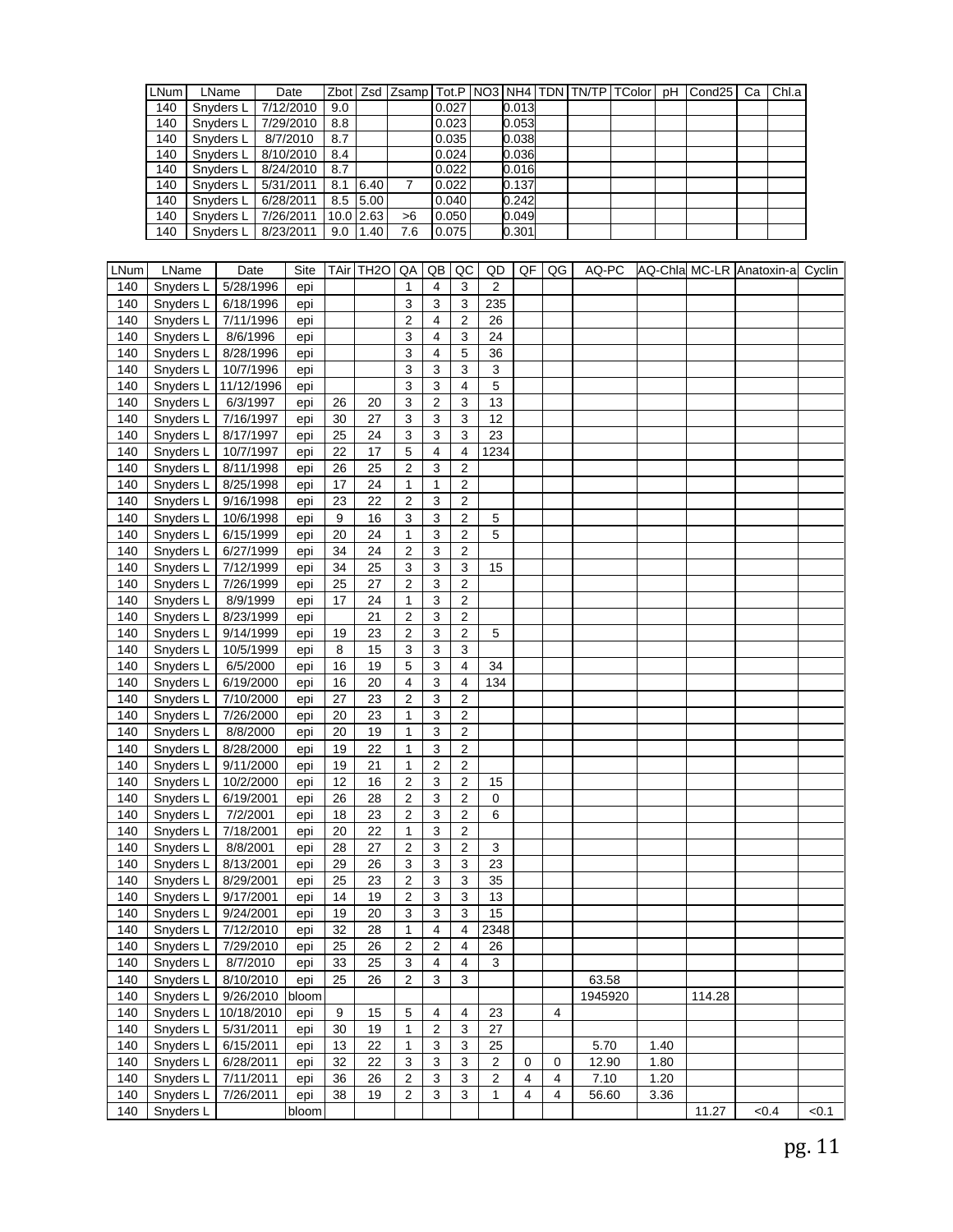| LNum | LName | Date | Zbot | Zsd | Zsamp | Tot.P | NO3 | NH4 | TDN | TN/TP | TColor | pH | Cond25 | Ca | Chl.a |
|---|---|---|---|---|---|---|---|---|---|---|---|---|---|---|---|
| 140 | Snyders L | 7/12/2010 | 9.0 | | | 0.027 | | 0.013 | | | | | | | |
| 140 | Snyders L | 7/29/2010 | 8.8 | | | 0.023 | | 0.053 | | | | | | | |
| 140 | Snyders L | 8/7/2010 | 8.7 | | | 0.035 | | 0.038 | | | | | | | |
| 140 | Snyders L | 8/10/2010 | 8.4 | | | 0.024 | | 0.036 | | | | | | | |
| 140 | Snyders L | 8/24/2010 | 8.7 | | | 0.022 | | 0.016 | | | | | | | |
| 140 | Snyders L | 5/31/2011 | 8.1 | 6.40 | 7 | 0.022 | | 0.137 | | | | | | | |
| 140 | Snyders L | 6/28/2011 | 8.5 | 5.00 | | 0.040 | | 0.242 | | | | | | | |
| 140 | Snyders L | 7/26/2011 | 10.0 | 2.63 | >6 | 0.050 | | 0.049 | | | | | | | |
| 140 | Snyders L | 8/23/2011 | 9.0 | 1.40 | 7.6 | 0.075 | | 0.301 | | | | | | | |

| LNum | LName | Date | Site | TAir | TH2O | QA | QB | QC | QD | QF | QG | AQ-PC | AQ-Chla | MC-LR | Anatoxin-a | Cyclin |
|---|---|---|---|---|---|---|---|---|---|---|---|---|---|---|---|---|
| 140 | Snyders L | 5/28/1996 | epi | | | 1 | 4 | 3 | 2 | | | | | | | |
| 140 | Snyders L | 6/18/1996 | epi | | | 3 | 3 | 3 | 235 | | | | | | | |
| 140 | Snyders L | 7/11/1996 | epi | | | 2 | 4 | 2 | 26 | | | | | | | |
| 140 | Snyders L | 8/6/1996 | epi | | | 3 | 4 | 3 | 24 | | | | | | | |
| 140 | Snyders L | 8/28/1996 | epi | | | 3 | 4 | 5 | 36 | | | | | | | |
| 140 | Snyders L | 10/7/1996 | epi | | | 3 | 3 | 3 | 3 | | | | | | | |
| 140 | Snyders L | 11/12/1996 | epi | | | 3 | 3 | 4 | 5 | | | | | | | |
| 140 | Snyders L | 6/3/1997 | epi | 26 | 20 | 3 | 2 | 3 | 13 | | | | | | | |
| 140 | Snyders L | 7/16/1997 | epi | 30 | 27 | 3 | 3 | 3 | 12 | | | | | | | |
| 140 | Snyders L | 8/17/1997 | epi | 25 | 24 | 3 | 3 | 3 | 23 | | | | | | | |
| 140 | Snyders L | 10/7/1997 | epi | 22 | 17 | 5 | 4 | 4 | 1234 | | | | | | | |
| 140 | Snyders L | 8/11/1998 | epi | 26 | 25 | 2 | 3 | 2 | | | | | | | | |
| 140 | Snyders L | 8/25/1998 | epi | 17 | 24 | 1 | 1 | 2 | | | | | | | | |
| 140 | Snyders L | 9/16/1998 | epi | 23 | 22 | 2 | 3 | 2 | | | | | | | | |
| 140 | Snyders L | 10/6/1998 | epi | 9 | 16 | 3 | 3 | 2 | 5 | | | | | | | |
| 140 | Snyders L | 6/15/1999 | epi | 20 | 24 | 1 | 3 | 2 | 5 | | | | | | | |
| 140 | Snyders L | 6/27/1999 | epi | 34 | 24 | 2 | 3 | 2 | | | | | | | | |
| 140 | Snyders L | 7/12/1999 | epi | 34 | 25 | 3 | 3 | 3 | 15 | | | | | | | |
| 140 | Snyders L | 7/26/1999 | epi | 25 | 27 | 2 | 3 | 2 | | | | | | | | |
| 140 | Snyders L | 8/9/1999 | epi | 17 | 24 | 1 | 3 | 2 | | | | | | | | |
| 140 | Snyders L | 8/23/1999 | epi | | 21 | 2 | 3 | 2 | | | | | | | | |
| 140 | Snyders L | 9/14/1999 | epi | 19 | 23 | 2 | 3 | 2 | 5 | | | | | | | |
| 140 | Snyders L | 10/5/1999 | epi | 8 | 15 | 3 | 3 | 3 | | | | | | | | |
| 140 | Snyders L | 6/5/2000 | epi | 16 | 19 | 5 | 3 | 4 | 34 | | | | | | | |
| 140 | Snyders L | 6/19/2000 | epi | 16 | 20 | 4 | 3 | 4 | 134 | | | | | | | |
| 140 | Snyders L | 7/10/2000 | epi | 27 | 23 | 2 | 3 | 2 | | | | | | | | |
| 140 | Snyders L | 7/26/2000 | epi | 20 | 23 | 1 | 3 | 2 | | | | | | | | |
| 140 | Snyders L | 8/8/2000 | epi | 20 | 19 | 1 | 3 | 2 | | | | | | | | |
| 140 | Snyders L | 8/28/2000 | epi | 19 | 22 | 1 | 3 | 2 | | | | | | | | |
| 140 | Snyders L | 9/11/2000 | epi | 19 | 21 | 1 | 2 | 2 | | | | | | | | |
| 140 | Snyders L | 10/2/2000 | epi | 12 | 16 | 2 | 3 | 2 | 15 | | | | | | | |
| 140 | Snyders L | 6/19/2001 | epi | 26 | 28 | 2 | 3 | 2 | 0 | | | | | | | |
| 140 | Snyders L | 7/2/2001 | epi | 18 | 23 | 2 | 3 | 2 | 6 | | | | | | | |
| 140 | Snyders L | 7/18/2001 | epi | 20 | 22 | 1 | 3 | 2 | | | | | | | | |
| 140 | Snyders L | 8/8/2001 | epi | 28 | 27 | 2 | 3 | 2 | 3 | | | | | | | |
| 140 | Snyders L | 8/13/2001 | epi | 29 | 26 | 3 | 3 | 3 | 23 | | | | | | | |
| 140 | Snyders L | 8/29/2001 | epi | 25 | 23 | 2 | 3 | 3 | 35 | | | | | | | |
| 140 | Snyders L | 9/17/2001 | epi | 14 | 19 | 2 | 3 | 3 | 13 | | | | | | | |
| 140 | Snyders L | 9/24/2001 | epi | 19 | 20 | 3 | 3 | 3 | 15 | | | | | | | |
| 140 | Snyders L | 7/12/2010 | epi | 32 | 28 | 1 | 4 | 4 | 2348 | | | | | | | |
| 140 | Snyders L | 7/29/2010 | epi | 25 | 26 | 2 | 2 | 4 | 26 | | | | | | | |
| 140 | Snyders L | 8/7/2010 | epi | 33 | 25 | 3 | 4 | 4 | 3 | | | | | | | |
| 140 | Snyders L | 8/10/2010 | epi | 25 | 26 | 2 | 3 | 3 | | | | 63.58 | | | | |
| 140 | Snyders L | 9/26/2010 | bloom | | | | | | | | | 1945920 | | 114.28 | | |
| 140 | Snyders L | 10/18/2010 | epi | 9 | 15 | 5 | 4 | 4 | 23 | | 4 | | | | | |
| 140 | Snyders L | 5/31/2011 | epi | 30 | 19 | 1 | 2 | 3 | 27 | | | | | | | |
| 140 | Snyders L | 6/15/2011 | epi | 13 | 22 | 1 | 3 | 3 | 25 | | | 5.70 | 1.40 | | | |
| 140 | Snyders L | 6/28/2011 | epi | 32 | 22 | 3 | 3 | 3 | 2 | 0 | 0 | 12.90 | 1.80 | | | |
| 140 | Snyders L | 7/11/2011 | epi | 36 | 26 | 2 | 3 | 3 | 2 | 4 | 4 | 7.10 | 1.20 | | | |
| 140 | Snyders L | 7/26/2011 | epi | 38 | 19 | 2 | 3 | 3 | 1 | 4 | 4 | 56.60 | 3.36 | | | |
| 140 | Snyders L | | bloom | | | | | | | | | | | 11.27 | <0.4 | <0.1 |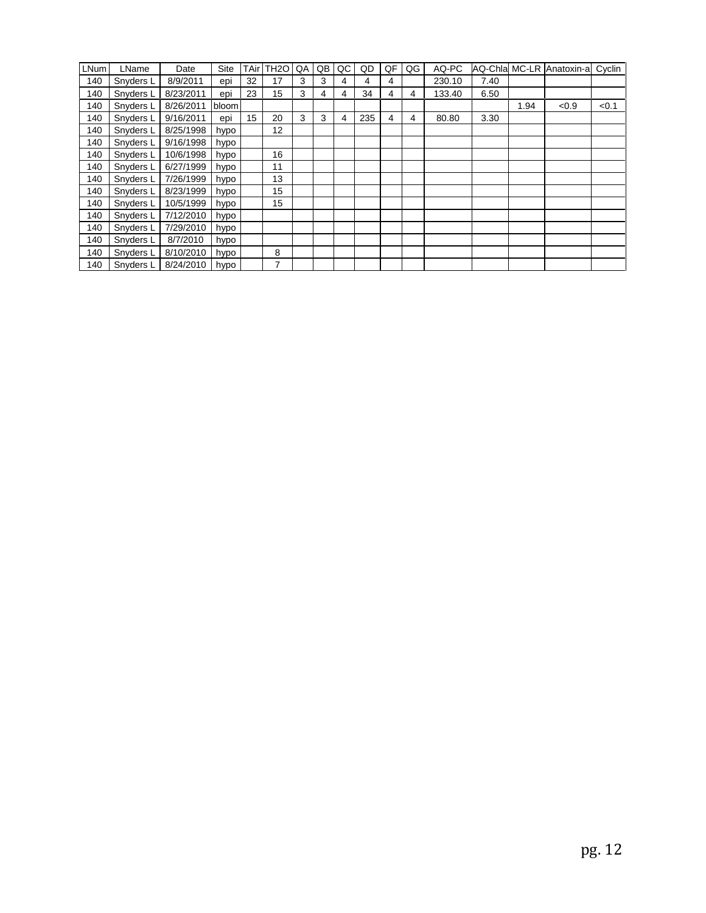| LNum | LName | Date | Site | TAir | TH2O | QA | QB | QC | QD | QF | QG | AQ-PC | AQ-Chla | MC-LR | Anatoxin-a | Cyclin |
|---|---|---|---|---|---|---|---|---|---|---|---|---|---|---|---|---|
| 140 | Snyders L | 8/9/2011 | epi | 32 | 17 | 3 | 3 | 4 | 4 | 4 | | 230.10 | 7.40 | | | |
| 140 | Snyders L | 8/23/2011 | epi | 23 | 15 | 3 | 4 | 4 | 34 | 4 | 4 | 133.40 | 6.50 | | | |
| 140 | Snyders L | 8/26/2011 | bloom | | | | | | | | | | | 1.94 | <0.9 | <0.1 |
| 140 | Snyders L | 9/16/2011 | epi | 15 | 20 | 3 | 3 | 4 | 235 | 4 | 4 | 80.80 | 3.30 | | | |
| 140 | Snyders L | 8/25/1998 | hypo | | 12 | | | | | | | | | | | |
| 140 | Snyders L | 9/16/1998 | hypo | | | | | | | | | | | | | |
| 140 | Snyders L | 10/6/1998 | hypo | | 16 | | | | | | | | | | | |
| 140 | Snyders L | 6/27/1999 | hypo | | 11 | | | | | | | | | | | |
| 140 | Snyders L | 7/26/1999 | hypo | | 13 | | | | | | | | | | | |
| 140 | Snyders L | 8/23/1999 | hypo | | 15 | | | | | | | | | | | |
| 140 | Snyders L | 10/5/1999 | hypo | | 15 | | | | | | | | | | | |
| 140 | Snyders L | 7/12/2010 | hypo | | | | | | | | | | | | | |
| 140 | Snyders L | 7/29/2010 | hypo | | | | | | | | | | | | | |
| 140 | Snyders L | 8/7/2010 | hypo | | | | | | | | | | | | | |
| 140 | Snyders L | 8/10/2010 | hypo | | 8 | | | | | | | | | | | |
| 140 | Snyders L | 8/24/2010 | hypo | | 7 | | | | | | | | | | | |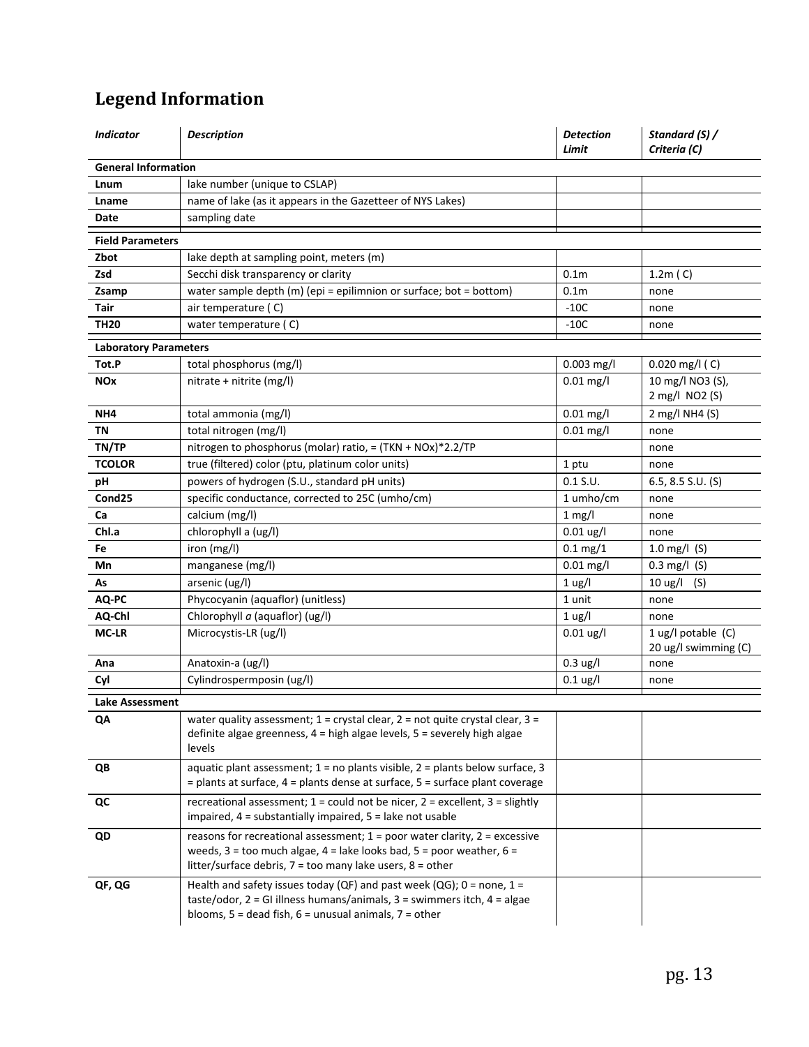## Legend Information

| *Indicator* | *Description* | *Detection Limit* | *Standard (S) / Criteria (C)* |
|---|---|---|---|
| **General Information** | | | |
| **Lnum** | lake number (unique to CSLAP) | | |
| **Lname** | name of lake (as it appears in the Gazetteer of NYS Lakes) | | |
| **Date** | sampling date | | |
| **Field Parameters** | | | |
| **Zbot** | lake depth at sampling point, meters (m) | | |
| **Zsd** | Secchi disk transparency or clarity | 0.1m | 1.2m ( C) |
| **Zsamp** | water sample depth (m) (epi = epilimnion or surface; bot = bottom) | 0.1m | none |
| **Tair** | air temperature ( C) | -10C | none |
| **TH20** | water temperature ( C) | -10C | none |
| **Laboratory Parameters** | | | |
| **Tot.P** | total phosphorus (mg/l) | 0.003 mg/l | 0.020 mg/l ( C) |
| **NOx** | nitrate + nitrite (mg/l) | 0.01 mg/l | 10 mg/l NO3 (S), 2 mg/l NO2 (S) |
| **NH4** | total ammonia (mg/l) | 0.01 mg/l | 2 mg/l NH4 (S) |
| **TN** | total nitrogen (mg/l) | 0.01 mg/l | none |
| **TN/TP** | nitrogen to phosphorus (molar) ratio, = (TKN + NOx)*2.2/TP | | none |
| **TCOLOR** | true (filtered) color (ptu, platinum color units) | 1 ptu | none |
| **pH** | powers of hydrogen (S.U., standard pH units) | 0.1 S.U. | 6.5, 8.5 S.U. (S) |
| **Cond25** | specific conductance, corrected to 25C (umho/cm) | 1 umho/cm | none |
| **Ca** | calcium (mg/l) | 1 mg/l | none |
| **Chl.a** | chlorophyll a (ug/l) | 0.01 ug/l | none |
| **Fe** | iron (mg/l) | 0.1 mg/1 | 1.0 mg/l (S) |
| **Mn** | manganese (mg/l) | 0.01 mg/l | 0.3 mg/l (S) |
| **As** | arsenic (ug/l) | 1 ug/l | 10 ug/l (S) |
| **AQ-PC** | Phycocyanin (aquaflor) (unitless) | 1 unit | none |
| **AQ-Chl** | Chlorophyll *a* (aquaflor) (ug/l) | 1 ug/l | none |
| **MC-LR** | Microcystis-LR (ug/l) | 0.01 ug/l | 1 ug/l potable (C) 20 ug/l swimming (C) |
| **Ana** | Anatoxin-a (ug/l) | 0.3 ug/l | none |
| **Cyl** | Cylindrospermposin (ug/l) | 0.1 ug/l | none |
| **Lake Assessment** | | | |
| **QA** | water quality assessment; 1 = crystal clear, 2 = not quite crystal clear, 3 = definite algae greenness, 4 = high algae levels, 5 = severely high algae levels | | |
| **QB** | aquatic plant assessment; 1 = no plants visible, 2 = plants below surface, 3 = plants at surface, 4 = plants dense at surface, 5 = surface plant coverage | | |
| **QC** | recreational assessment; 1 = could not be nicer, 2 = excellent, 3 = slightly impaired, 4 = substantially impaired, 5 = lake not usable | | |
| **QD** | reasons for recreational assessment; 1 = poor water clarity, 2 = excessive weeds, 3 = too much algae, 4 = lake looks bad, 5 = poor weather, 6 = litter/surface debris, 7 = too many lake users, 8 = other | | |
| **QF, QG** | Health and safety issues today (QF) and past week (QG); 0 = none, 1 = taste/odor, 2 = GI illness humans/animals, 3 = swimmers itch, 4 = algae blooms, 5 = dead fish, 6 = unusual animals, 7 = other | | |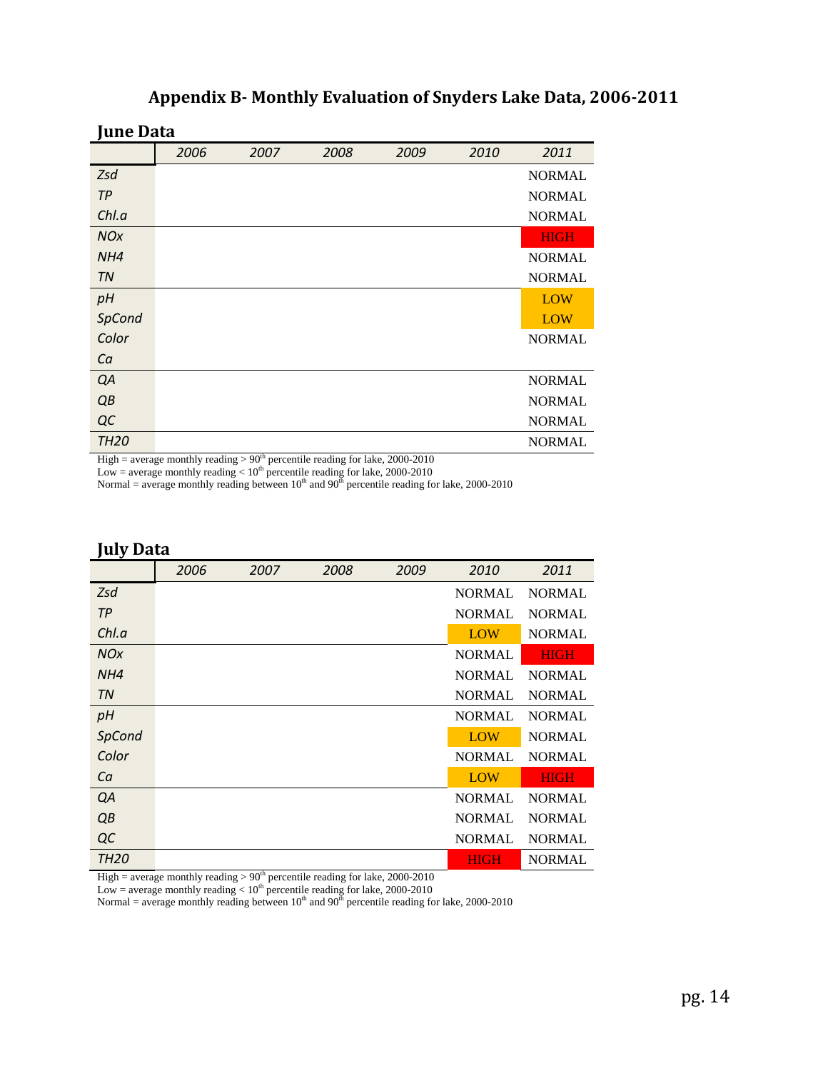# Appendix B- Monthly Evaluation of Snyders Lake Data, 2006-2011

## June Data

| | 2006 | 2007 | 2008 | 2009 | 2010 | 2011 |
|---|---|---|---|---|---|---|
| Zsd | | | | | | NORMAL |
| TP | | | | | | NORMAL |
| Chl.a | | | | | | NORMAL |
| NOx | | | | | | HIGH |
| NH4 | | | | | | NORMAL |
| TN | | | | | | NORMAL |
| pH | | | | | | LOW |
| SpCond | | | | | | LOW |
| Color | | | | | | NORMAL |
| Ca | | | | | | |
| QA | | | | | | NORMAL |
| QB | | | | | | NORMAL |
| QC | | | | | | NORMAL |
| TH20 | | | | | | NORMAL |

High = average monthly reading > 90th percentile reading for lake, 2000-2010
Low = average monthly reading < 10th percentile reading for lake, 2000-2010
Normal = average monthly reading between 10th and 90th percentile reading for lake, 2000-2010

## July Data

| | 2006 | 2007 | 2008 | 2009 | 2010 | 2011 |
|---|---|---|---|---|---|---|
| Zsd | | | | | NORMAL | NORMAL |
| TP | | | | | NORMAL | NORMAL |
| Chl.a | | | | | LOW | NORMAL |
| NOx | | | | | NORMAL | HIGH |
| NH4 | | | | | NORMAL | NORMAL |
| TN | | | | | NORMAL | NORMAL |
| pH | | | | | NORMAL | NORMAL |
| SpCond | | | | | LOW | NORMAL |
| Color | | | | | NORMAL | NORMAL |
| Ca | | | | | LOW | HIGH |
| QA | | | | | NORMAL | NORMAL |
| QB | | | | | NORMAL | NORMAL |
| QC | | | | | NORMAL | NORMAL |
| TH20 | | | | | HIGH | NORMAL |

High = average monthly reading > 90th percentile reading for lake, 2000-2010
Low = average monthly reading < 10th percentile reading for lake, 2000-2010
Normal = average monthly reading between 10th and 90th percentile reading for lake, 2000-2010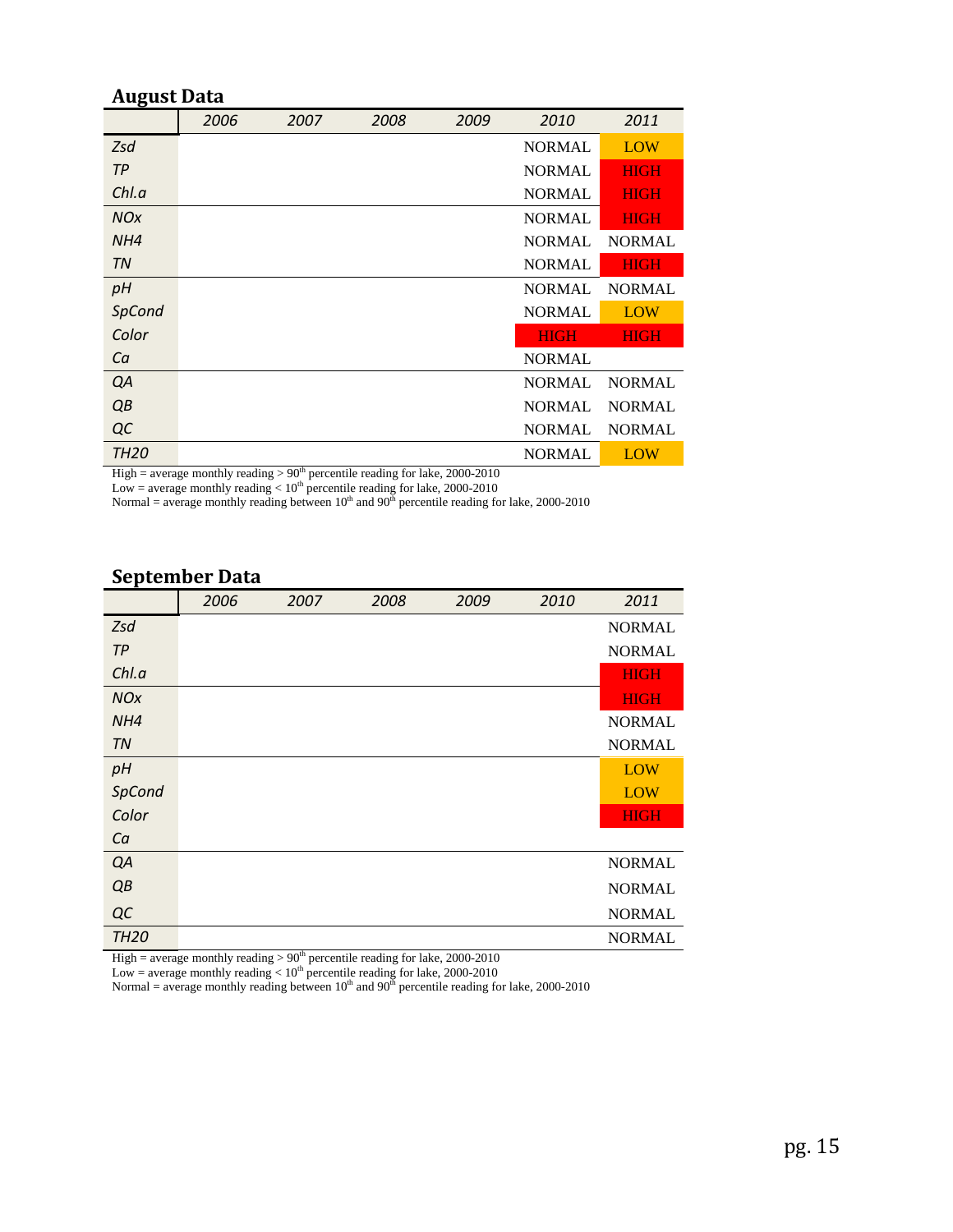## August Data

| | 2006 | 2007 | 2008 | 2009 | 2010 | 2011 |
|---|---|---|---|---|---|---|
| *Zsd* | | | | | NORMAL | LOW |
| *TP* | | | | | NORMAL | HIGH |
| *Chl.a* | | | | | NORMAL | HIGH |
| *NOx* | | | | | NORMAL | HIGH |
| *NH4* | | | | | NORMAL | NORMAL |
| *TN* | | | | | NORMAL | HIGH |
| *pH* | | | | | NORMAL | NORMAL |
| *SpCond* | | | | | NORMAL | LOW |
| *Color* | | | | | HIGH | HIGH |
| *Ca* | | | | | NORMAL | |
| *QA* | | | | | NORMAL | NORMAL |
| *QB* | | | | | NORMAL | NORMAL |
| *QC* | | | | | NORMAL | NORMAL |
| *TH20* | | | | | NORMAL | LOW |

High = average monthly reading > 90th percentile reading for lake, 2000-2010
Low = average monthly reading < 10th percentile reading for lake, 2000-2010
Normal = average monthly reading between 10th and 90th percentile reading for lake, 2000-2010

## September Data

| | 2006 | 2007 | 2008 | 2009 | 2010 | 2011 |
|---|---|---|---|---|---|---|
| *Zsd* | | | | | | NORMAL |
| *TP* | | | | | | NORMAL |
| *Chl.a* | | | | | | HIGH |
| *NOx* | | | | | | HIGH |
| *NH4* | | | | | | NORMAL |
| *TN* | | | | | | NORMAL |
| *pH* | | | | | | LOW |
| *SpCond* | | | | | | LOW |
| *Color* | | | | | | HIGH |
| *Ca* | | | | | | |
| *QA* | | | | | | NORMAL |
| *QB* | | | | | | NORMAL |
| *QC* | | | | | | NORMAL |
| *TH20* | | | | | | NORMAL |

High = average monthly reading > 90th percentile reading for lake, 2000-2010
Low = average monthly reading < 10th percentile reading for lake, 2000-2010
Normal = average monthly reading between 10th and 90th percentile reading for lake, 2000-2010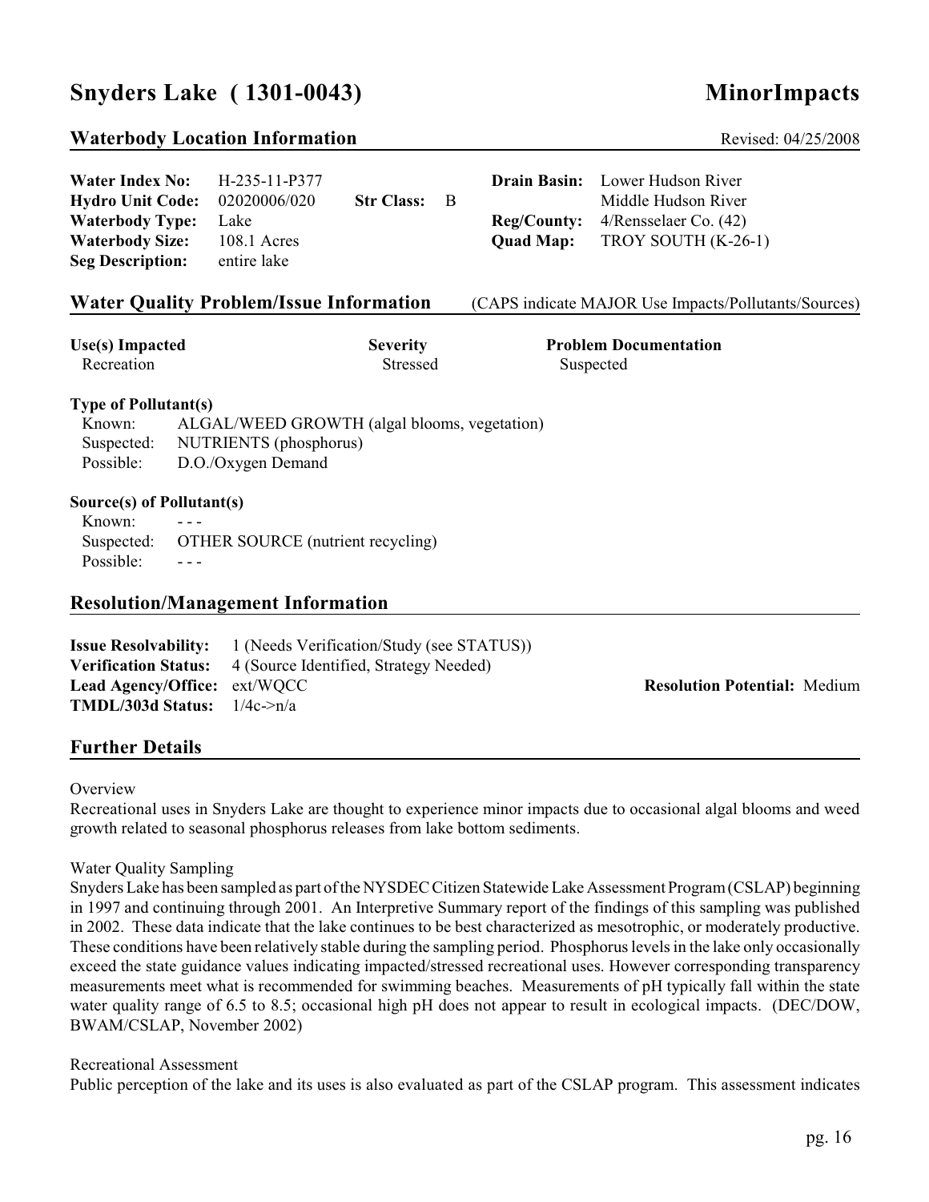# Snyders Lake ( 1301-0043) MinorImpacts

## Waterbody Location Information

Revised: 04/25/2008

| | | | | | |
|---|---|---|---|---|---|
| **Water Index No:** | H-235-11-P377 | | | **Drain Basin:** | Lower Hudson River |
| **Hydro Unit Code:** | 02020006/020 | **Str Class:** | B | | Middle Hudson River |
| **Waterbody Type:** | Lake | | | **Reg/County:** | 4/Rensselaer Co. (42) |
| **Waterbody Size:** | 108.1 Acres | | | **Quad Map:** | TROY SOUTH (K-26-1) |
| **Seg Description:** | entire lake | | | | |

## Water Quality Problem/Issue Information

(CAPS indicate MAJOR Use Impacts/Pollutants/Sources)

| Use(s) Impacted | Severity | Problem Documentation |
|---|---|---|
| Recreation | Stressed | Suspected |

**Type of Pollutant(s)**

Known: ALGAL/WEED GROWTH (algal blooms, vegetation)
Suspected: NUTRIENTS (phosphorus)
Possible: D.O./Oxygen Demand

**Source(s) of Pollutant(s)**

Known: - - -
Suspected: OTHER SOURCE (nutrient recycling)
Possible: - - -

## Resolution/Management Information

**Issue Resolvability:** 1 (Needs Verification/Study (see STATUS))
**Verification Status:** 4 (Source Identified, Strategy Needed)
**Lead Agency/Office:** ext/WQCC
**Resolution Potential:** Medium
**TMDL/303d Status:** 1/4c->n/a

## Further Details

Overview
Recreational uses in Snyders Lake are thought to experience minor impacts due to occasional algal blooms and weed growth related to seasonal phosphorus releases from lake bottom sediments.

Water Quality Sampling
Snyders Lake has been sampled as part of the NYSDEC Citizen Statewide Lake Assessment Program (CSLAP) beginning in 1997 and continuing through 2001. An Interpretive Summary report of the findings of this sampling was published in 2002. These data indicate that the lake continues to be best characterized as mesotrophic, or moderately productive. These conditions have been relatively stable during the sampling period. Phosphorus levels in the lake only occasionally exceed the state guidance values indicating impacted/stressed recreational uses. However corresponding transparency measurements meet what is recommended for swimming beaches. Measurements of pH typically fall within the state water quality range of 6.5 to 8.5; occasional high pH does not appear to result in ecological impacts. (DEC/DOW, BWAM/CSLAP, November 2002)

Recreational Assessment
Public perception of the lake and its uses is also evaluated as part of the CSLAP program. This assessment indicates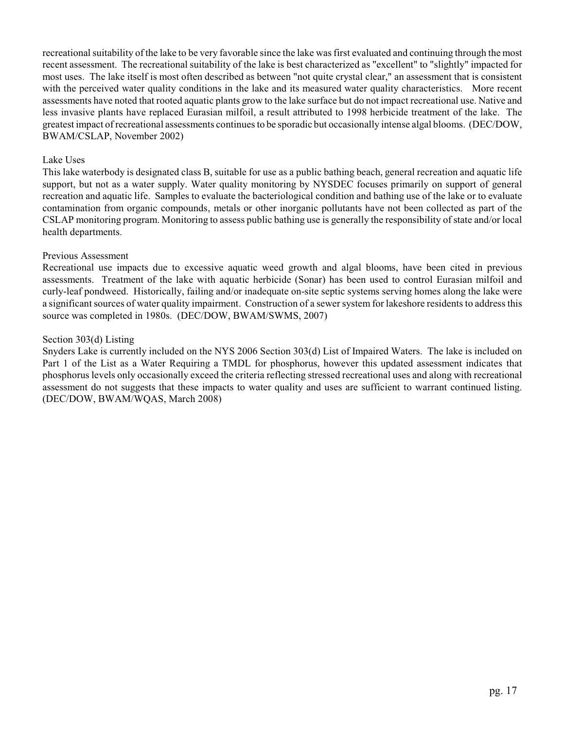recreational suitability of the lake to be very favorable since the lake was first evaluated and continuing through the most recent assessment. The recreational suitability of the lake is best characterized as "excellent" to "slightly" impacted for most uses. The lake itself is most often described as between "not quite crystal clear," an assessment that is consistent with the perceived water quality conditions in the lake and its measured water quality characteristics. More recent assessments have noted that rooted aquatic plants grow to the lake surface but do not impact recreational use. Native and less invasive plants have replaced Eurasian milfoil, a result attributed to 1998 herbicide treatment of the lake. The greatest impact of recreational assessments continues to be sporadic but occasionally intense algal blooms. (DEC/DOW, BWAM/CSLAP, November 2002)

Lake Uses

This lake waterbody is designated class B, suitable for use as a public bathing beach, general recreation and aquatic life support, but not as a water supply. Water quality monitoring by NYSDEC focuses primarily on support of general recreation and aquatic life. Samples to evaluate the bacteriological condition and bathing use of the lake or to evaluate contamination from organic compounds, metals or other inorganic pollutants have not been collected as part of the CSLAP monitoring program. Monitoring to assess public bathing use is generally the responsibility of state and/or local health departments.

Previous Assessment

Recreational use impacts due to excessive aquatic weed growth and algal blooms, have been cited in previous assessments. Treatment of the lake with aquatic herbicide (Sonar) has been used to control Eurasian milfoil and curly-leaf pondweed. Historically, failing and/or inadequate on-site septic systems serving homes along the lake were a significant sources of water quality impairment. Construction of a sewer system for lakeshore residents to address this source was completed in 1980s. (DEC/DOW, BWAM/SWMS, 2007)

Section 303(d) Listing

Snyders Lake is currently included on the NYS 2006 Section 303(d) List of Impaired Waters. The lake is included on Part 1 of the List as a Water Requiring a TMDL for phosphorus, however this updated assessment indicates that phosphorus levels only occasionally exceed the criteria reflecting stressed recreational uses and along with recreational assessment do not suggests that these impacts to water quality and uses are sufficient to warrant continued listing. (DEC/DOW, BWAM/WQAS, March 2008)